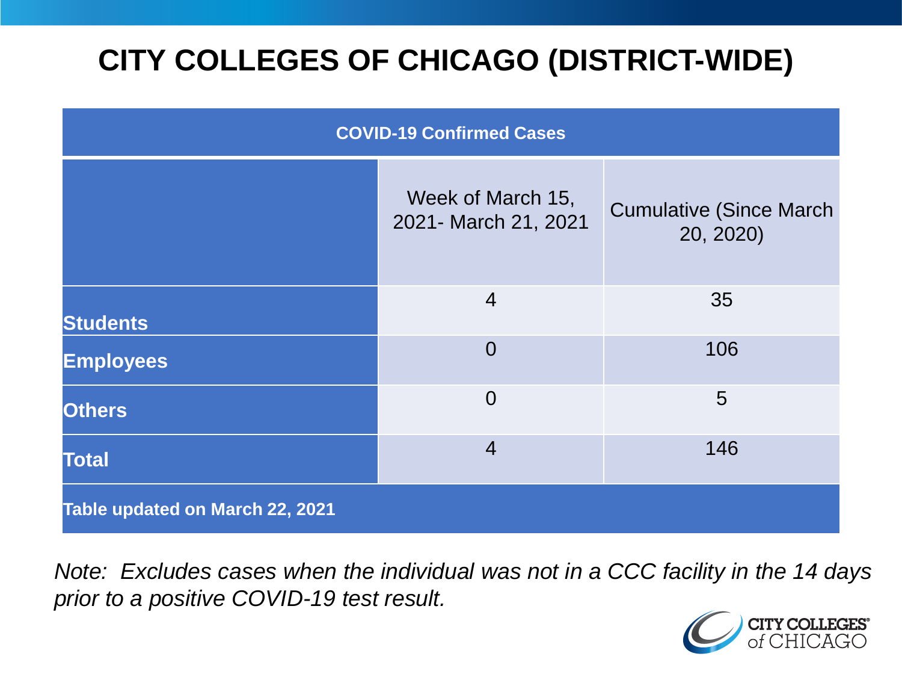# CITY COLLEGES OF CHICAGO (DISTRICT-WIDE)

| COVID-19 Confirmed Cases | | |
|---|---|---|
| | Week of March 15, 2021- March 21, 2021 | Cumulative (Since March 20, 2020) |
| **Students** | 4 | 35 |
| **Employees** | 0 | 106 |
| **Others** | 0 | 5 |
| **Total** | 4 | 146 |
| **Table updated on March 22, 2021** | | |

*Note: Excludes cases when the individual was not in a CCC facility in the 14 days prior to a positive COVID-19 test result.*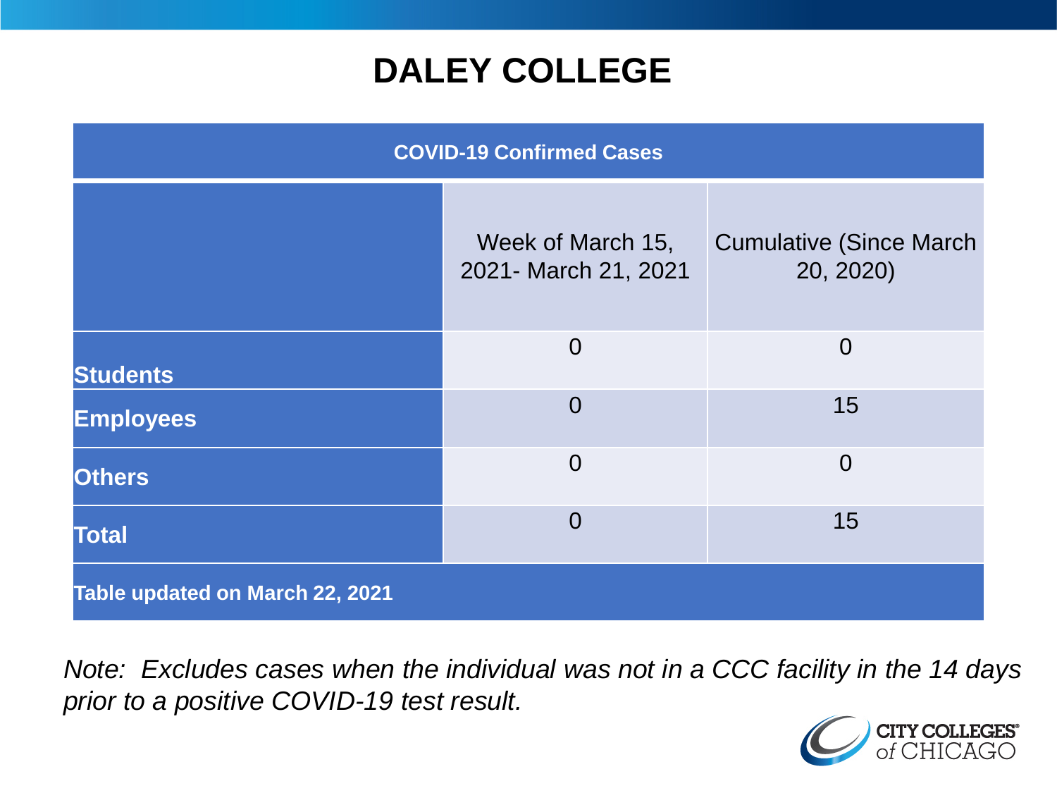# DALEY COLLEGE

| COVID-19 Confirmed Cases | | |
|---|---|---|
| | Week of March 15, 2021- March 21, 2021 | Cumulative (Since March 20, 2020) |
| **Students** | 0 | 0 |
| **Employees** | 0 | 15 |
| **Others** | 0 | 0 |
| **Total** | 0 | 15 |
| **Table updated on March 22, 2021** | | |

*Note: Excludes cases when the individual was not in a CCC facility in the 14 days prior to a positive COVID-19 test result.*

CITY COLLEGES of CHICAGO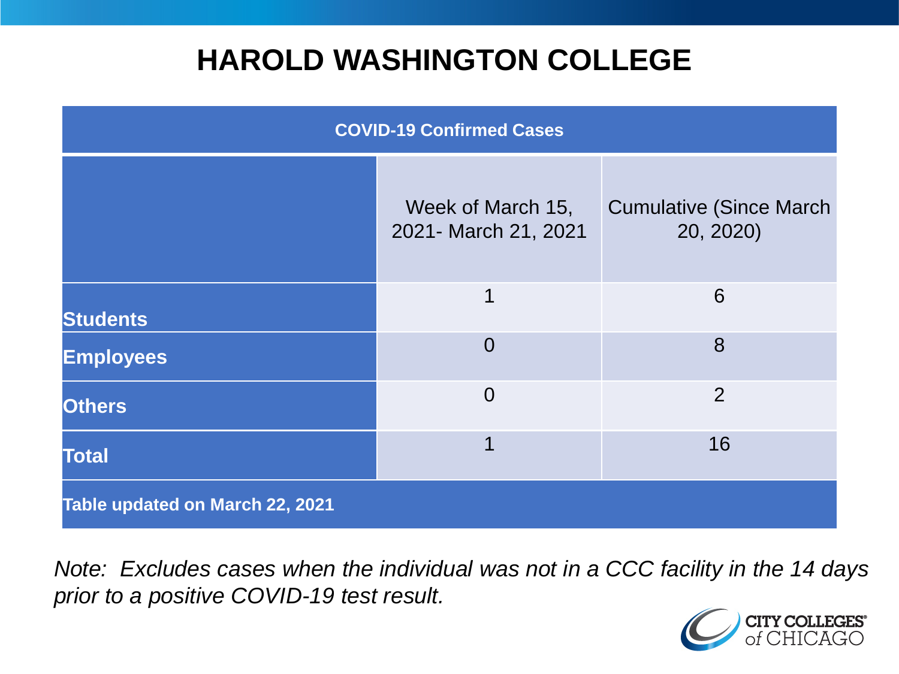# HAROLD WASHINGTON COLLEGE

| COVID-19 Confirmed Cases | | |
|---|---|---|
| | Week of March 15, 2021- March 21, 2021 | Cumulative (Since March 20, 2020) |
| **Students** | 1 | 6 |
| **Employees** | 0 | 8 |
| **Others** | 0 | 2 |
| **Total** | 1 | 16 |
| **Table updated on March 22, 2021** | | |

*Note: Excludes cases when the individual was not in a CCC facility in the 14 days prior to a positive COVID-19 test result.*

CITY COLLEGES of CHICAGO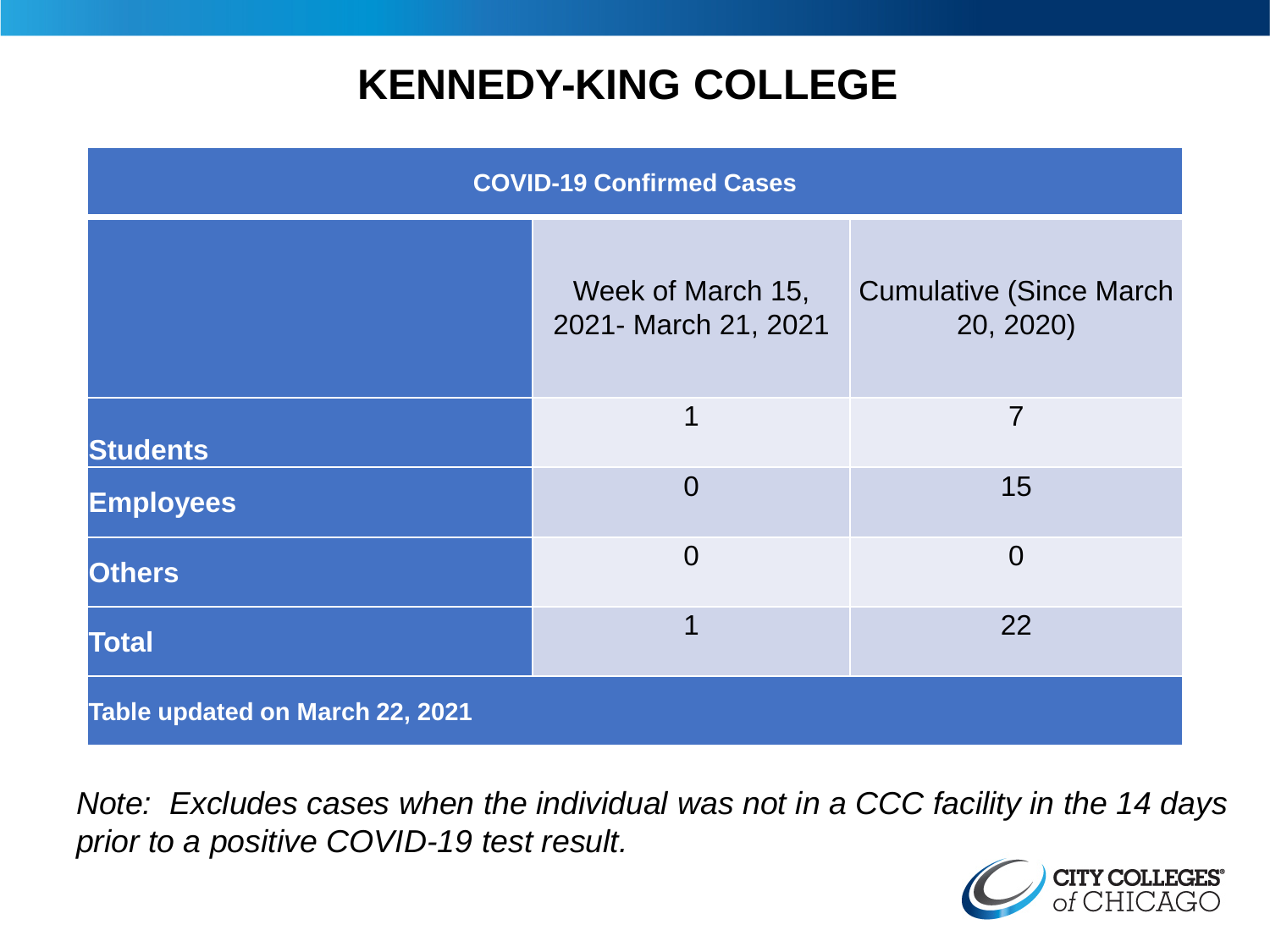# KENNEDY-KING COLLEGE

| COVID-19 Confirmed Cases | | |
|---|---|---|
| | Week of March 15, 2021- March 21, 2021 | Cumulative (Since March 20, 2020) |
| **Students** | 1 | 7 |
| **Employees** | 0 | 15 |
| **Others** | 0 | 0 |
| **Total** | 1 | 22 |
| **Table updated on March 22, 2021** | | |

*Note: Excludes cases when the individual was not in a CCC facility in the 14 days prior to a positive COVID-19 test result.*

CITY COLLEGES of CHICAGO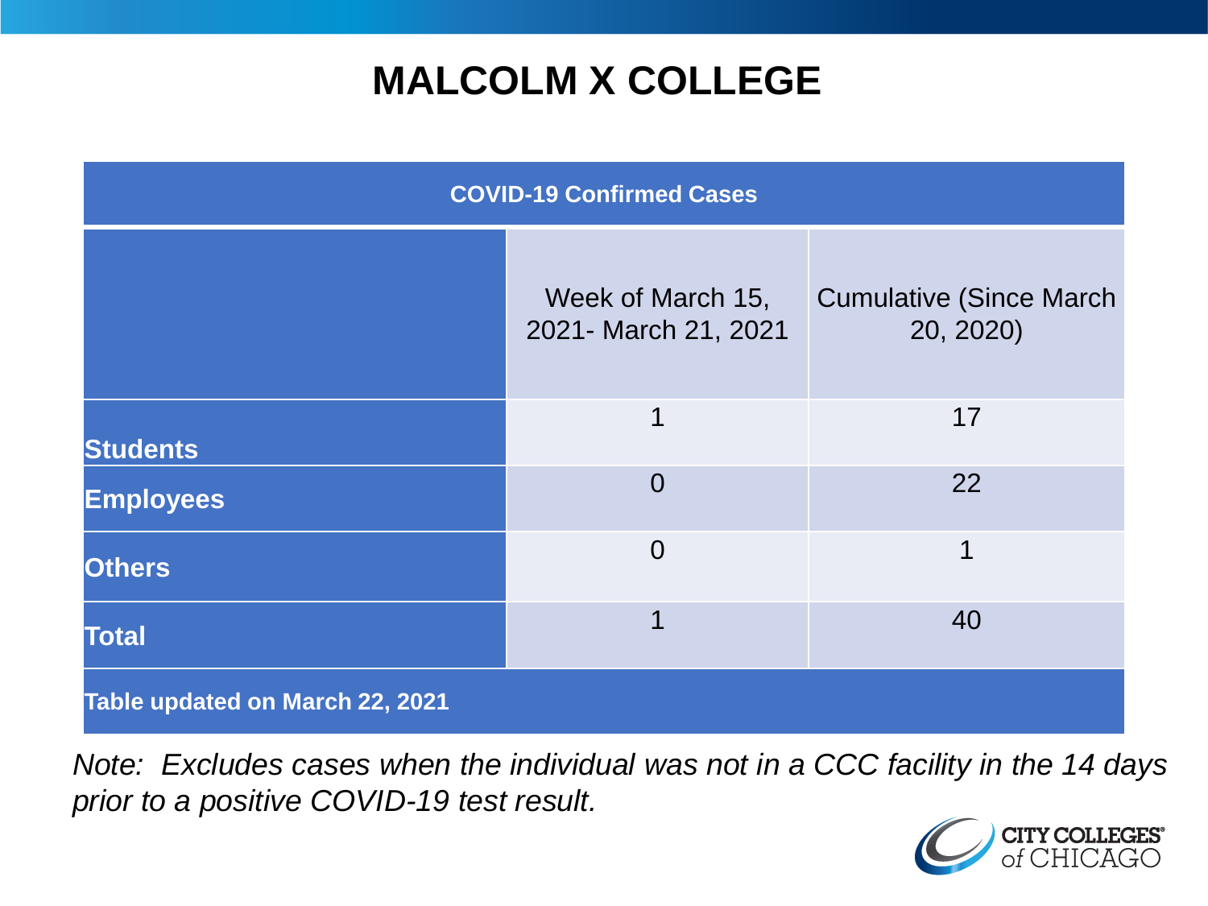# MALCOLM X COLLEGE

| COVID-19 Confirmed Cases | | |
|---|---|---|
| | Week of March 15, 2021- March 21, 2021 | Cumulative (Since March 20, 2020) |
| **Students** | 1 | 17 |
| **Employees** | 0 | 22 |
| **Others** | 0 | 1 |
| **Total** | 1 | 40 |
| **Table updated on March 22, 2021** | | |

*Note: Excludes cases when the individual was not in a CCC facility in the 14 days prior to a positive COVID-19 test result.*

CITY COLLEGES of CHICAGO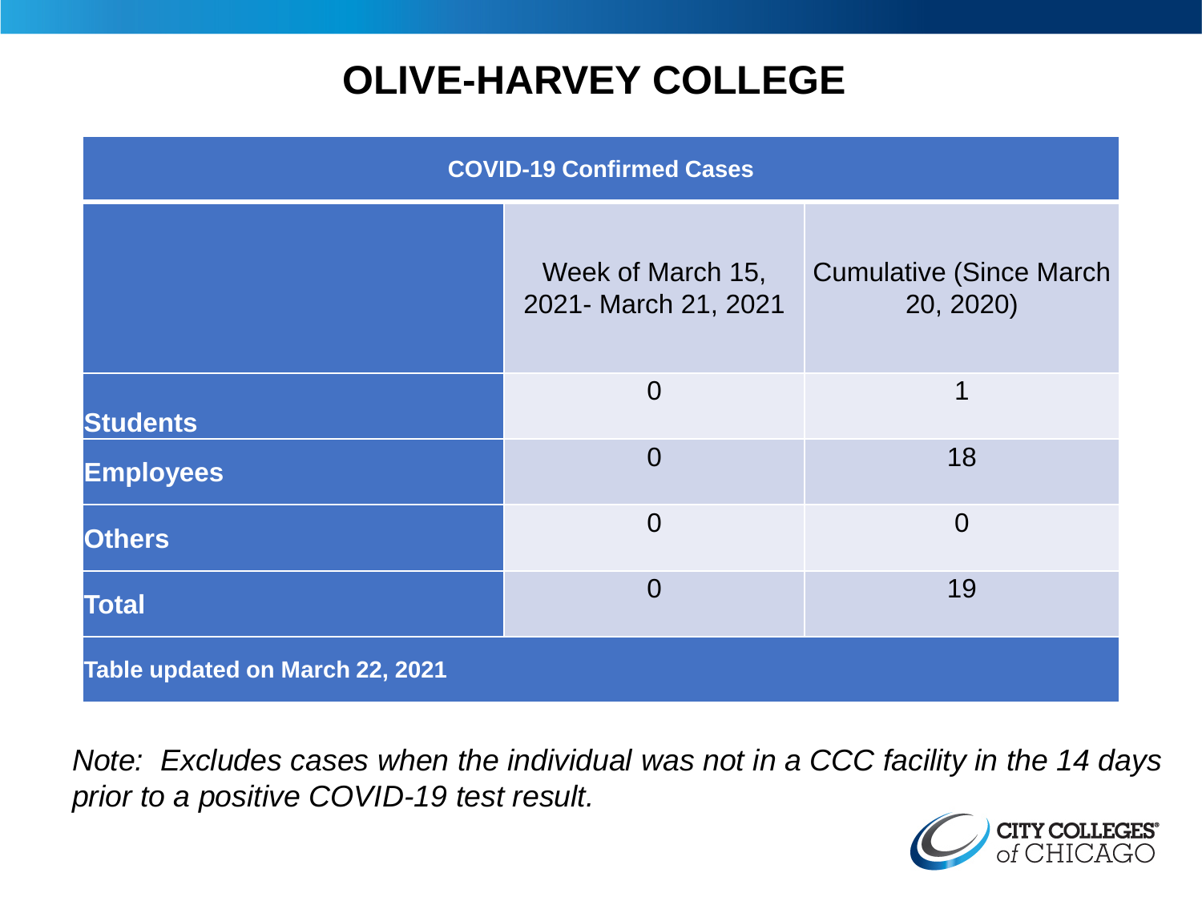# OLIVE-HARVEY COLLEGE

| COVID-19 Confirmed Cases | | |
|---|---|---|
| | Week of March 15, 2021- March 21, 2021 | Cumulative (Since March 20, 2020) |
| **Students** | 0 | 1 |
| **Employees** | 0 | 18 |
| **Others** | 0 | 0 |
| **Total** | 0 | 19 |
| **Table updated on March 22, 2021** | | |

*Note: Excludes cases when the individual was not in a CCC facility in the 14 days prior to a positive COVID-19 test result.*

CITY COLLEGES of CHICAGO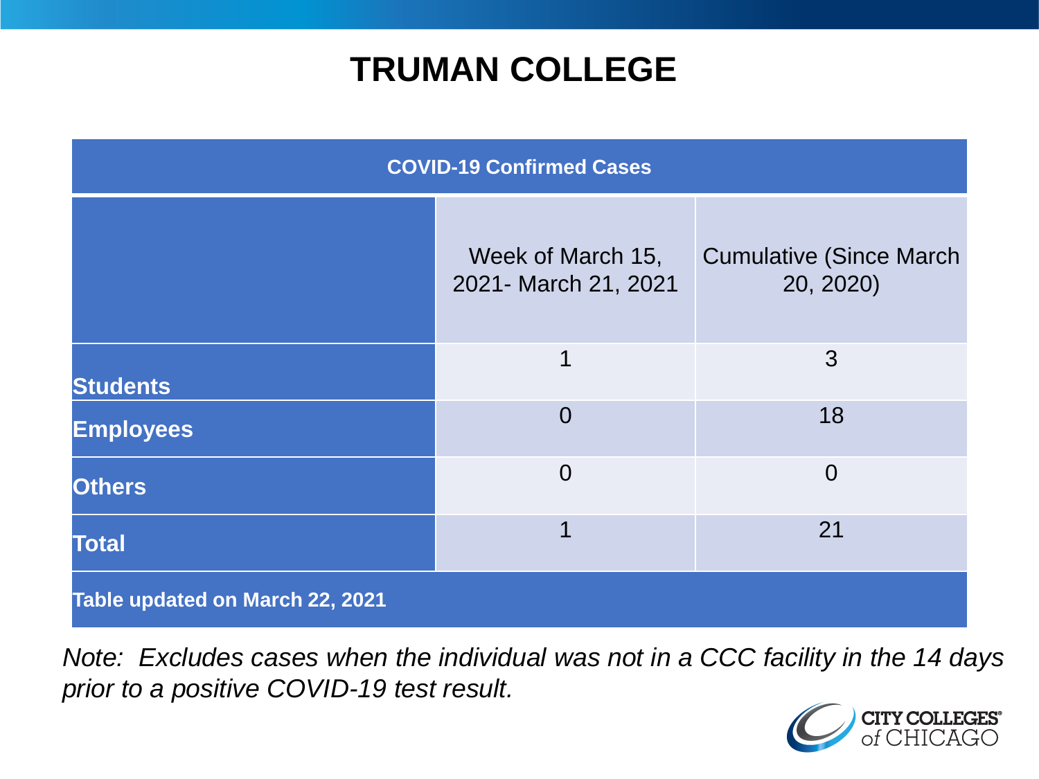# TRUMAN COLLEGE

| COVID-19 Confirmed Cases | | |
|---|---|---|
| | Week of March 15, 2021- March 21, 2021 | Cumulative (Since March 20, 2020) |
| **Students** | 1 | 3 |
| **Employees** | 0 | 18 |
| **Others** | 0 | 0 |
| **Total** | 1 | 21 |
| **Table updated on March 22, 2021** | | |

*Note: Excludes cases when the individual was not in a CCC facility in the 14 days prior to a positive COVID-19 test result.*

CITY COLLEGES of CHICAGO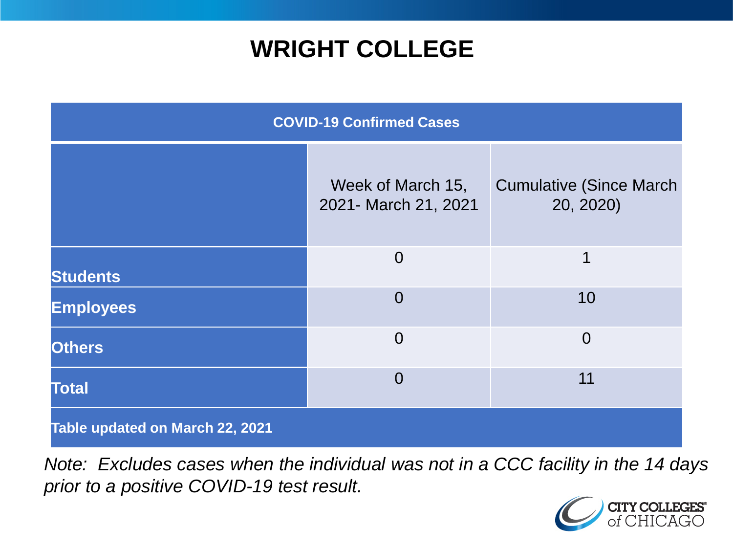# WRIGHT COLLEGE

| COVID-19 Confirmed Cases | | |
|---|---|---|
| | Week of March 15, 2021- March 21, 2021 | Cumulative (Since March 20, 2020) |
| **Students** | 0 | 1 |
| **Employees** | 0 | 10 |
| **Others** | 0 | 0 |
| **Total** | 0 | 11 |
| **Table updated on March 22, 2021** | | |

*Note: Excludes cases when the individual was not in a CCC facility in the 14 days prior to a positive COVID-19 test result.*

CITY COLLEGES of CHICAGO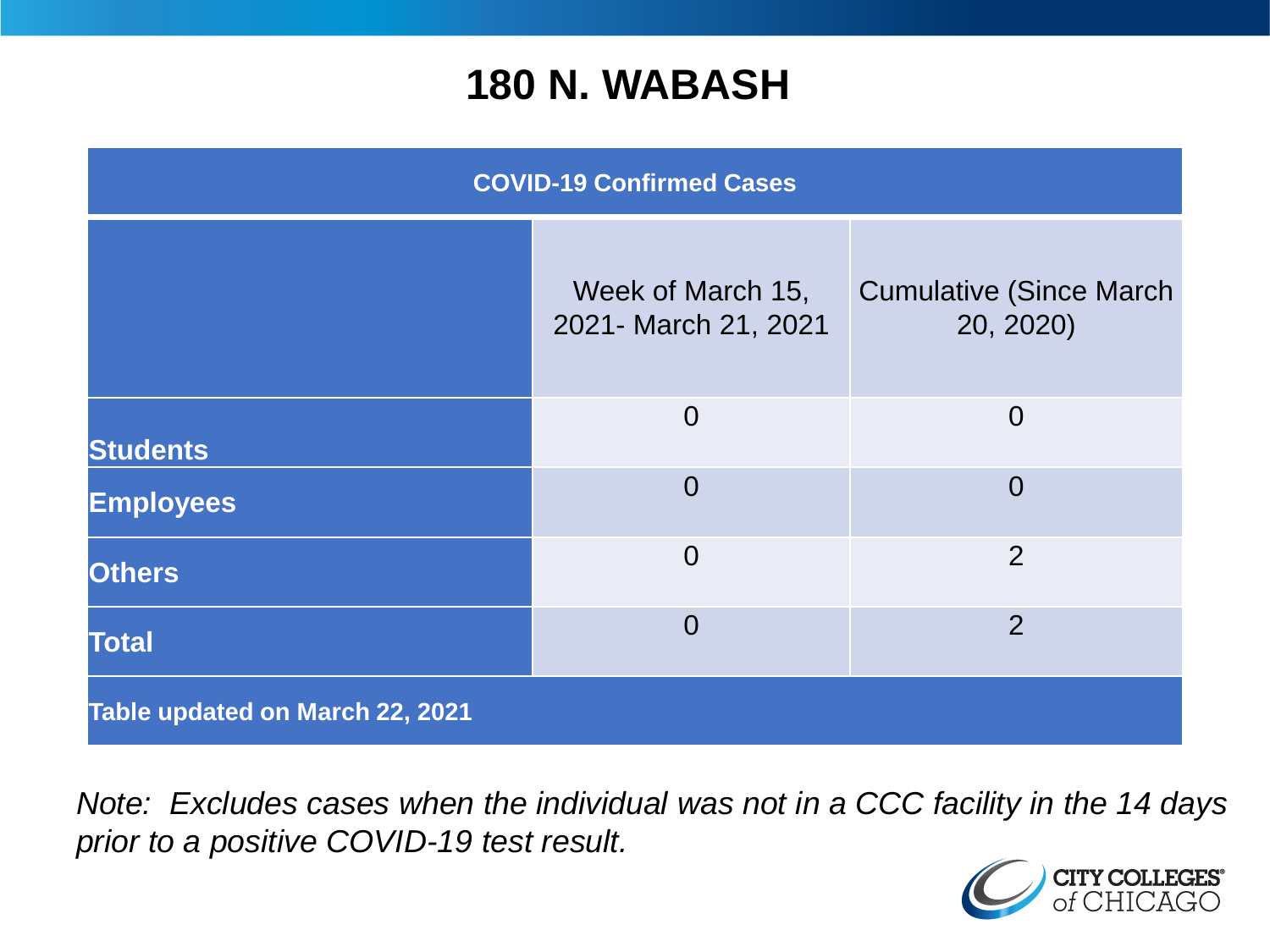# 180 N. WABASH

| COVID-19 Confirmed Cases | | |
|---|---|---|
| | Week of March 15, 2021- March 21, 2021 | Cumulative (Since March 20, 2020) |
| **Students** | 0 | 0 |
| **Employees** | 0 | 0 |
| **Others** | 0 | 2 |
| **Total** | 0 | 2 |
| **Table updated on March 22, 2021** | | |

*Note: Excludes cases when the individual was not in a CCC facility in the 14 days prior to a positive COVID-19 test result.*

CITY COLLEGES of CHICAGO